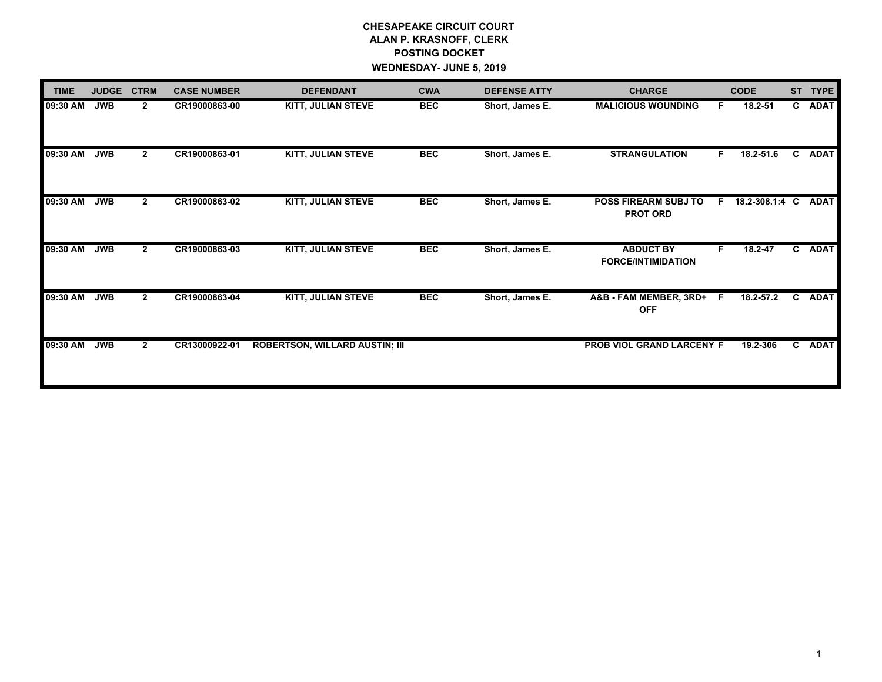**CHESAPEAKE CIRCUIT COURT**
**ALAN P. KRASNOFF, CLERK**
**POSTING DOCKET**
**WEDNESDAY- JUNE 5, 2019**

| TIME | JUDGE | CTRM | CASE NUMBER | DEFENDANT | CWA | DEFENSE ATTY | CHARGE | | CODE | ST | TYPE |
|---|---|---|---|---|---|---|---|---|---|---|---|
| 09:30 AM | JWB | 2 | CR19000863-00 | KITT, JULIAN STEVE | BEC | Short, James E. | MALICIOUS WOUNDING | F | 18.2-51 | C | ADAT |
| 09:30 AM | JWB | 2 | CR19000863-01 | KITT, JULIAN STEVE | BEC | Short, James E. | STRANGULATION | F | 18.2-51.6 | C | ADAT |
| 09:30 AM | JWB | 2 | CR19000863-02 | KITT, JULIAN STEVE | BEC | Short, James E. | POSS FIREARM SUBJ TO PROT ORD | F | 18.2-308.1:4 | C | ADAT |
| 09:30 AM | JWB | 2 | CR19000863-03 | KITT, JULIAN STEVE | BEC | Short, James E. | ABDUCT BY FORCE/INTIMIDATION | F | 18.2-47 | C | ADAT |
| 09:30 AM | JWB | 2 | CR19000863-04 | KITT, JULIAN STEVE | BEC | Short, James E. | A&B - FAM MEMBER, 3RD+ OFF | F | 18.2-57.2 | C | ADAT |
| 09:30 AM | JWB | 2 | CR13000922-01 | ROBERTSON, WILLARD AUSTIN; III | | | PROB VIOL GRAND LARCENY | F | 19.2-306 | C | ADAT |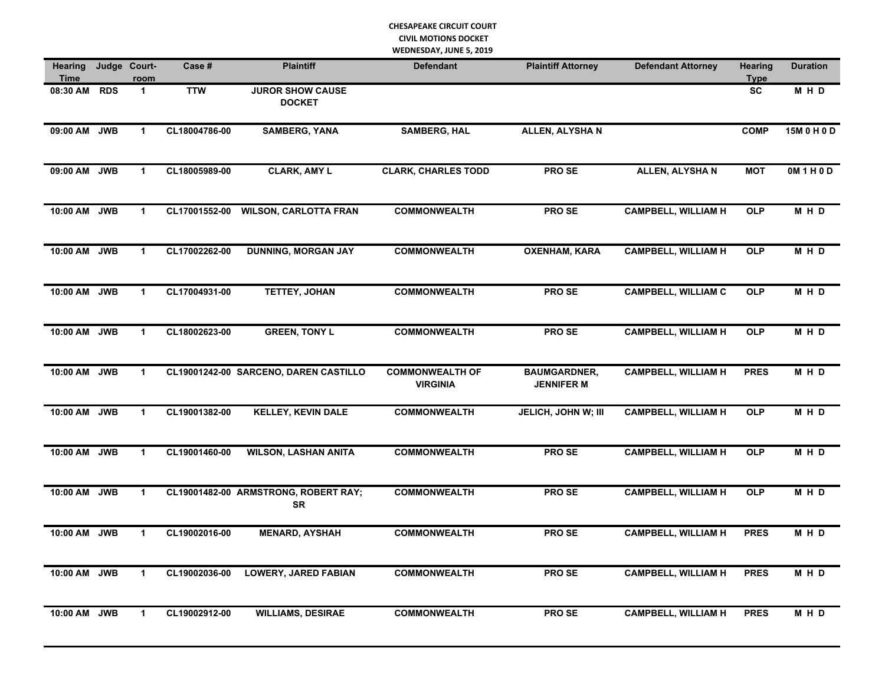**CHESAPEAKE CIRCUIT COURT**
**CIVIL MOTIONS DOCKET**
**WEDNESDAY, JUNE 5, 2019**

| Hearing Time | Judge | Court-room | Case # | Plaintiff | Defendant | Plaintiff Attorney | Defendant Attorney | Hearing Type | Duration |
|---|---|---|---|---|---|---|---|---|---|
| 08:30 AM | RDS | 1 | TTW | JUROR SHOW CAUSE DOCKET | | | | SC | M H D |
| 09:00 AM | JWB | 1 | CL18004786-00 | SAMBERG, YANA | SAMBERG, HAL | ALLEN, ALYSHA N | | COMP | 15M 0 H 0 D |
| 09:00 AM | JWB | 1 | CL18005989-00 | CLARK, AMY L | CLARK, CHARLES TODD | PRO SE | ALLEN, ALYSHA N | MOT | 0M 1 H 0 D |
| 10:00 AM | JWB | 1 | CL17001552-00 | WILSON, CARLOTTA FRAN | COMMONWEALTH | PRO SE | CAMPBELL, WILLIAM H | OLP | M H D |
| 10:00 AM | JWB | 1 | CL17002262-00 | DUNNING, MORGAN JAY | COMMONWEALTH | OXENHAM, KARA | CAMPBELL, WILLIAM H | OLP | M H D |
| 10:00 AM | JWB | 1 | CL17004931-00 | TETTEY, JOHAN | COMMONWEALTH | PRO SE | CAMPBELL, WILLIAM C | OLP | M H D |
| 10:00 AM | JWB | 1 | CL18002623-00 | GREEN, TONY L | COMMONWEALTH | PRO SE | CAMPBELL, WILLIAM H | OLP | M H D |
| 10:00 AM | JWB | 1 | CL19001242-00 | SARCENO, DAREN CASTILLO | COMMONWEALTH OF VIRGINIA | BAUMGARDNER, JENNIFER M | CAMPBELL, WILLIAM H | PRES | M H D |
| 10:00 AM | JWB | 1 | CL19001382-00 | KELLEY, KEVIN DALE | COMMONWEALTH | JELICH, JOHN W; III | CAMPBELL, WILLIAM H | OLP | M H D |
| 10:00 AM | JWB | 1 | CL19001460-00 | WILSON, LASHAN ANITA | COMMONWEALTH | PRO SE | CAMPBELL, WILLIAM H | OLP | M H D |
| 10:00 AM | JWB | 1 | CL19001482-00 | ARMSTRONG, ROBERT RAY; SR | COMMONWEALTH | PRO SE | CAMPBELL, WILLIAM H | OLP | M H D |
| 10:00 AM | JWB | 1 | CL19002016-00 | MENARD, AYSHAH | COMMONWEALTH | PRO SE | CAMPBELL, WILLIAM H | PRES | M H D |
| 10:00 AM | JWB | 1 | CL19002036-00 | LOWERY, JARED FABIAN | COMMONWEALTH | PRO SE | CAMPBELL, WILLIAM H | PRES | M H D |
| 10:00 AM | JWB | 1 | CL19002912-00 | WILLIAMS, DESIRAE | COMMONWEALTH | PRO SE | CAMPBELL, WILLIAM H | PRES | M H D |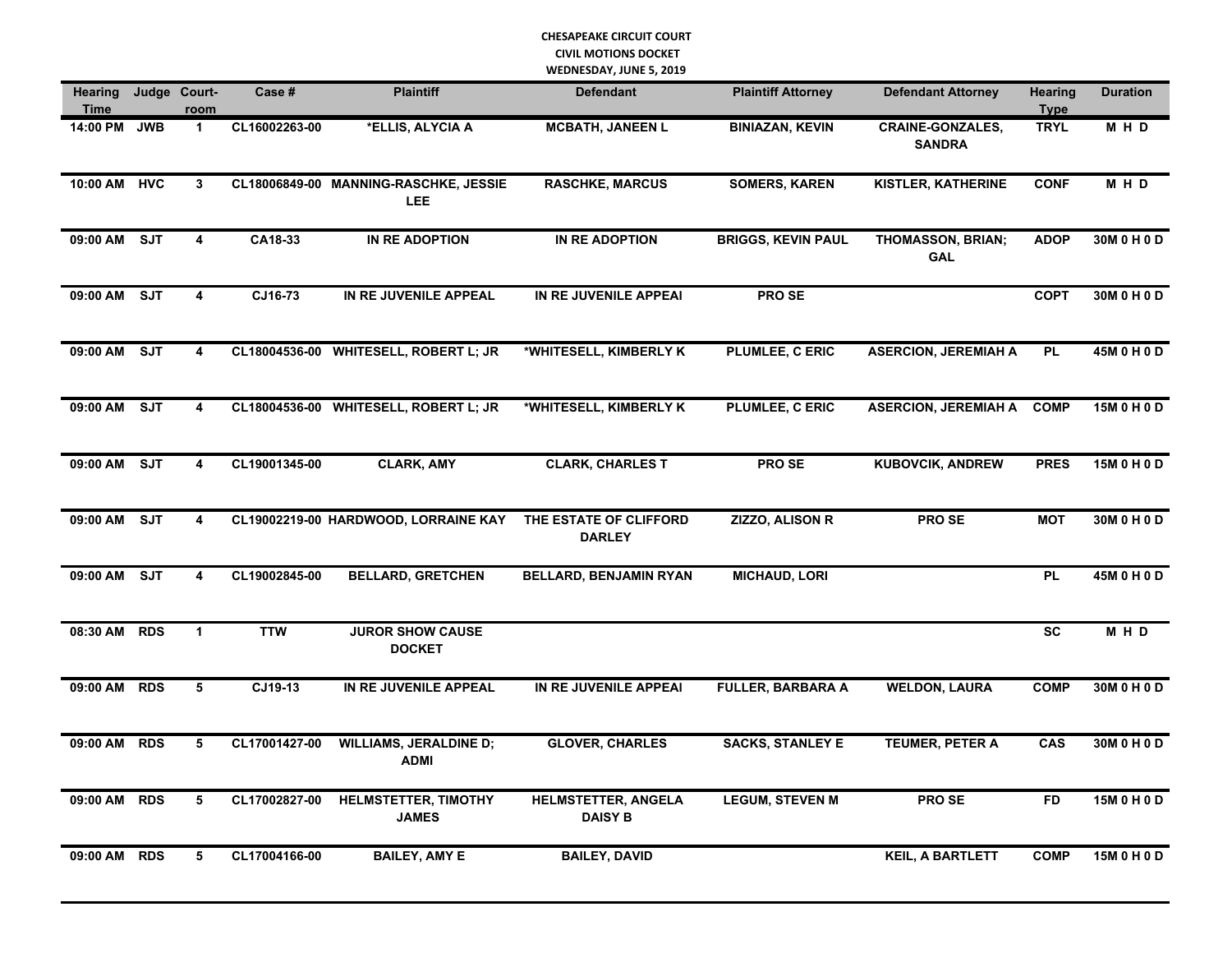**CHESAPEAKE CIRCUIT COURT**
**CIVIL MOTIONS DOCKET**
**WEDNESDAY, JUNE 5, 2019**

| Hearing Time | Judge | Court-room | Case # | Plaintiff | Defendant | Plaintiff Attorney | Defendant Attorney | Hearing Type | Duration |
|---|---|---|---|---|---|---|---|---|---|
| 14:00 PM | JWB | 1 | CL16002263-00 | *ELLIS, ALYCIA A | MCBATH, JANEEN L | BINIAZAN, KEVIN | CRAINE-GONZALES, SANDRA | TRYL | M H D |
| 10:00 AM | HVC | 3 | CL18006849-00 | MANNING-RASCHKE, JESSIE LEE | RASCHKE, MARCUS | SOMERS, KAREN | KISTLER, KATHERINE | CONF | M H D |
| 09:00 AM | SJT | 4 | CA18-33 | IN RE ADOPTION | IN RE ADOPTION | BRIGGS, KEVIN PAUL | THOMASSON, BRIAN; GAL | ADOP | 30M 0 H 0 D |
| 09:00 AM | SJT | 4 | CJ16-73 | IN RE JUVENILE APPEAL | IN RE JUVENILE APPEAI | PRO SE | | COPT | 30M 0 H 0 D |
| 09:00 AM | SJT | 4 | CL18004536-00 | WHITESELL, ROBERT L; JR | *WHITESELL, KIMBERLY K | PLUMLEE, C ERIC | ASERCION, JEREMIAH A | PL | 45M 0 H 0 D |
| 09:00 AM | SJT | 4 | CL18004536-00 | WHITESELL, ROBERT L; JR | *WHITESELL, KIMBERLY K | PLUMLEE, C ERIC | ASERCION, JEREMIAH A | COMP | 15M 0 H 0 D |
| 09:00 AM | SJT | 4 | CL19001345-00 | CLARK, AMY | CLARK, CHARLES T | PRO SE | KUBOVCIK, ANDREW | PRES | 15M 0 H 0 D |
| 09:00 AM | SJT | 4 | CL19002219-00 | HARDWOOD, LORRAINE KAY | THE ESTATE OF CLIFFORD DARLEY | ZIZZO, ALISON R | PRO SE | MOT | 30M 0 H 0 D |
| 09:00 AM | SJT | 4 | CL19002845-00 | BELLARD, GRETCHEN | BELLARD, BENJAMIN RYAN | MICHAUD, LORI | | PL | 45M 0 H 0 D |
| 08:30 AM | RDS | 1 | TTW | JUROR SHOW CAUSE DOCKET | | | | SC | M H D |
| 09:00 AM | RDS | 5 | CJ19-13 | IN RE JUVENILE APPEAL | IN RE JUVENILE APPEAI | FULLER, BARBARA A | WELDON, LAURA | COMP | 30M 0 H 0 D |
| 09:00 AM | RDS | 5 | CL17001427-00 | WILLIAMS, JERALDINE D; ADMI | GLOVER, CHARLES | SACKS, STANLEY E | TEUMER, PETER A | CAS | 30M 0 H 0 D |
| 09:00 AM | RDS | 5 | CL17002827-00 | HELMSTETTER, TIMOTHY JAMES | HELMSTETTER, ANGELA DAISY B | LEGUM, STEVEN M | PRO SE | FD | 15M 0 H 0 D |
| 09:00 AM | RDS | 5 | CL17004166-00 | BAILEY, AMY E | BAILEY, DAVID | | KEIL, A BARTLETT | COMP | 15M 0 H 0 D |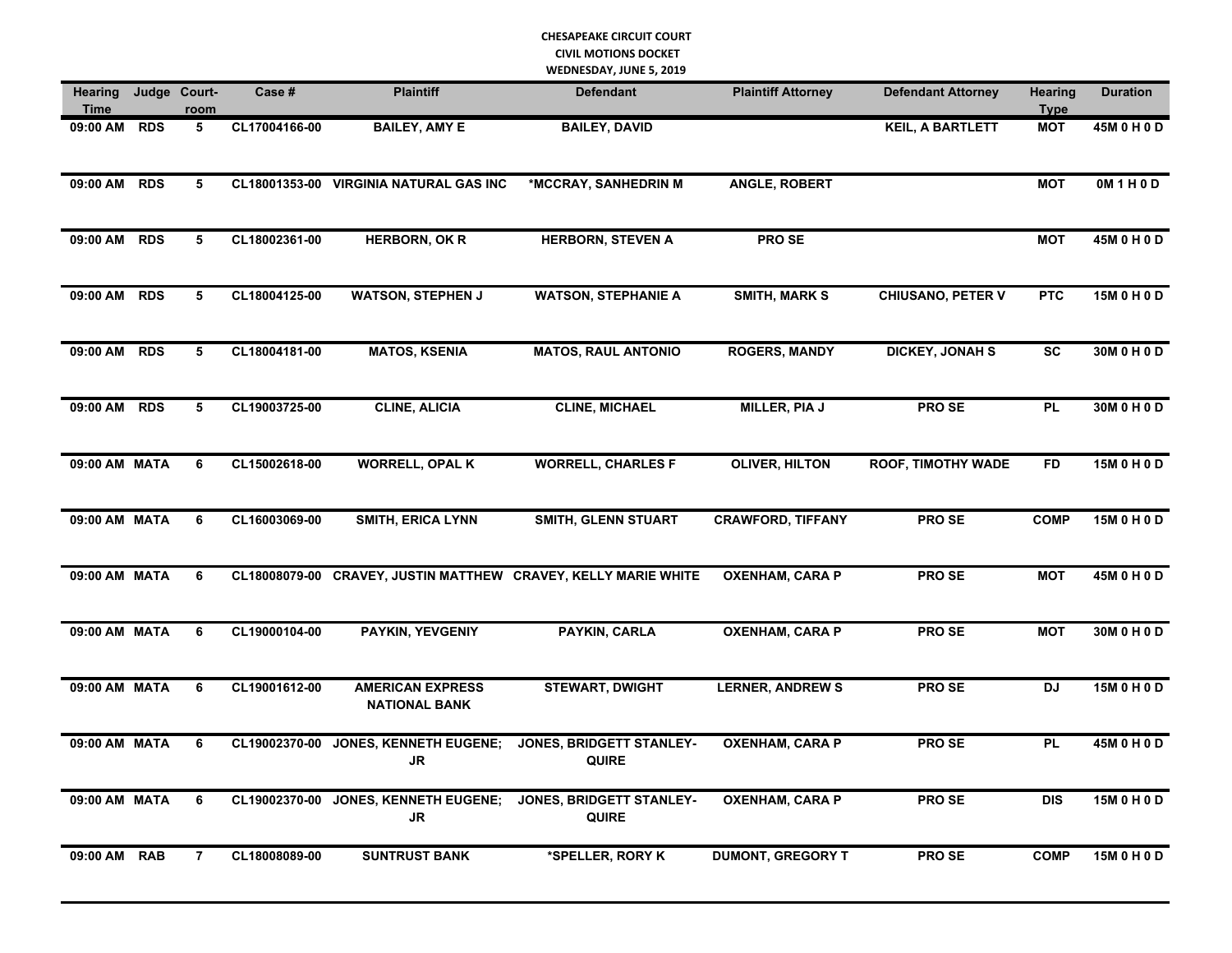**CHESAPEAKE CIRCUIT COURT**
**CIVIL MOTIONS DOCKET**
**WEDNESDAY, JUNE 5, 2019**

| Hearing Time | Judge | Court-room | Case # | Plaintiff | Defendant | Plaintiff Attorney | Defendant Attorney | Hearing Type | Duration |
|---|---|---|---|---|---|---|---|---|---|
| 09:00 AM | RDS | 5 | CL17004166-00 | BAILEY, AMY E | BAILEY, DAVID | | KEIL, A BARTLETT | MOT | 45M 0 H 0 D |
| 09:00 AM | RDS | 5 | CL18001353-00 | VIRGINIA NATURAL GAS INC | *MCCRAY, SANHEDRIN M | ANGLE, ROBERT | | MOT | 0M 1 H 0 D |
| 09:00 AM | RDS | 5 | CL18002361-00 | HERBORN, OK R | HERBORN, STEVEN A | PRO SE | | MOT | 45M 0 H 0 D |
| 09:00 AM | RDS | 5 | CL18004125-00 | WATSON, STEPHEN J | WATSON, STEPHANIE A | SMITH, MARK S | CHIUSANO, PETER V | PTC | 15M 0 H 0 D |
| 09:00 AM | RDS | 5 | CL18004181-00 | MATOS, KSENIA | MATOS, RAUL ANTONIO | ROGERS, MANDY | DICKEY, JONAH S | SC | 30M 0 H 0 D |
| 09:00 AM | RDS | 5 | CL19003725-00 | CLINE, ALICIA | CLINE, MICHAEL | MILLER, PIA J | PRO SE | PL | 30M 0 H 0 D |
| 09:00 AM | MATA | 6 | CL15002618-00 | WORRELL, OPAL K | WORRELL, CHARLES F | OLIVER, HILTON | ROOF, TIMOTHY WADE | FD | 15M 0 H 0 D |
| 09:00 AM | MATA | 6 | CL16003069-00 | SMITH, ERICA LYNN | SMITH, GLENN STUART | CRAWFORD, TIFFANY | PRO SE | COMP | 15M 0 H 0 D |
| 09:00 AM | MATA | 6 | CL18008079-00 | CRAVEY, JUSTIN MATTHEW | CRAVEY, KELLY MARIE WHITE | OXENHAM, CARA P | PRO SE | MOT | 45M 0 H 0 D |
| 09:00 AM | MATA | 6 | CL19000104-00 | PAYKIN, YEVGENIY | PAYKIN, CARLA | OXENHAM, CARA P | PRO SE | MOT | 30M 0 H 0 D |
| 09:00 AM | MATA | 6 | CL19001612-00 | AMERICAN EXPRESS NATIONAL BANK | STEWART, DWIGHT | LERNER, ANDREW S | PRO SE | DJ | 15M 0 H 0 D |
| 09:00 AM | MATA | 6 | CL19002370-00 | JONES, KENNETH EUGENE; JR | JONES, BRIDGETT STANLEY-QUIRE | OXENHAM, CARA P | PRO SE | PL | 45M 0 H 0 D |
| 09:00 AM | MATA | 6 | CL19002370-00 | JONES, KENNETH EUGENE; JR | JONES, BRIDGETT STANLEY-QUIRE | OXENHAM, CARA P | PRO SE | DIS | 15M 0 H 0 D |
| 09:00 AM | RAB | 7 | CL18008089-00 | SUNTRUST BANK | *SPELLER, RORY K | DUMONT, GREGORY T | PRO SE | COMP | 15M 0 H 0 D |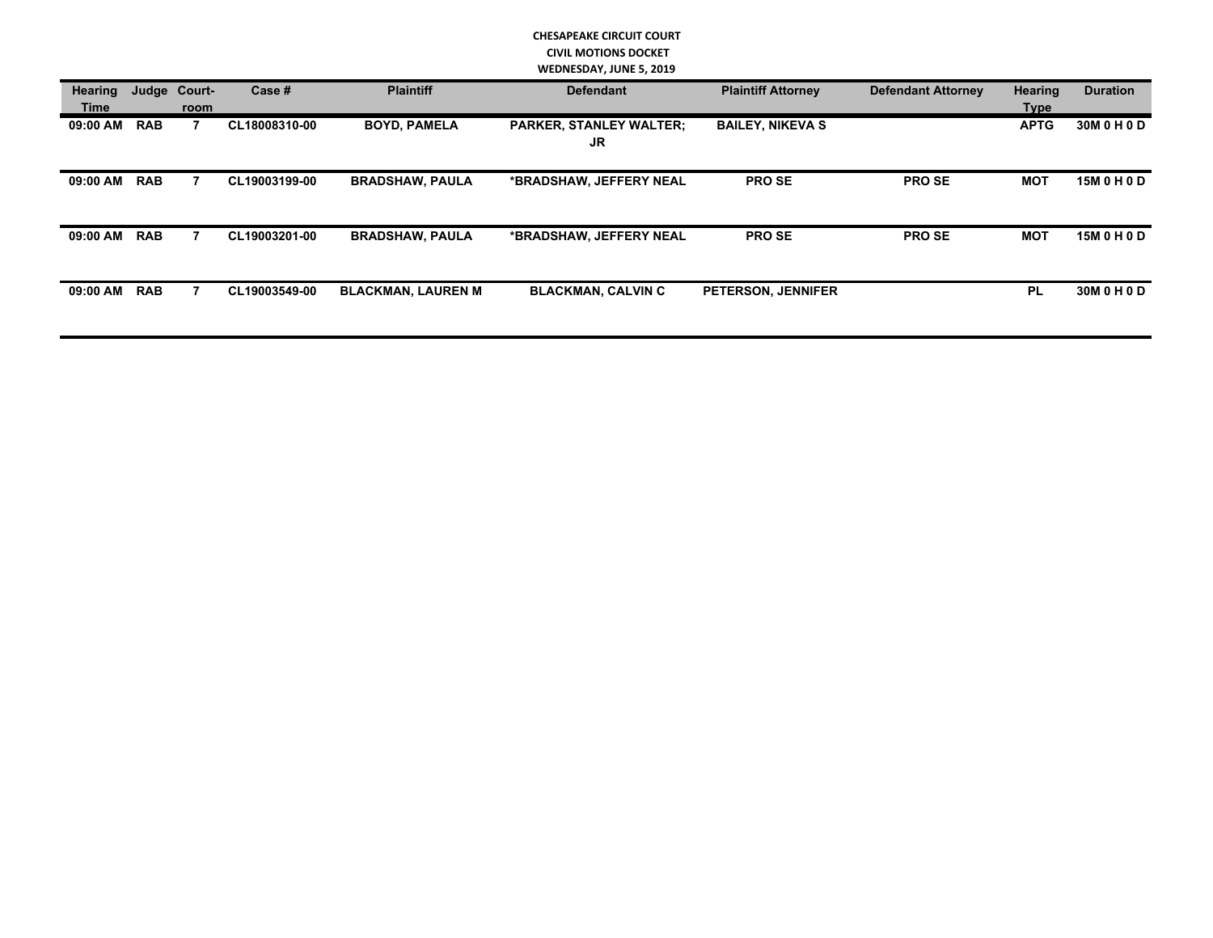**CHESAPEAKE CIRCUIT COURT**
**CIVIL MOTIONS DOCKET**
**WEDNESDAY, JUNE 5, 2019**

| Hearing Time | Judge | Court-room | Case # | Plaintiff | Defendant | Plaintiff Attorney | Defendant Attorney | Hearing Type | Duration |
|---|---|---|---|---|---|---|---|---|---|
| 09:00 AM | RAB | 7 | CL18008310-00 | BOYD, PAMELA | PARKER, STANLEY WALTER; JR | BAILEY, NIKEVA S | | APTG | 30M 0 H 0 D |
| 09:00 AM | RAB | 7 | CL19003199-00 | BRADSHAW, PAULA | *BRADSHAW, JEFFERY NEAL | PRO SE | PRO SE | MOT | 15M 0 H 0 D |
| 09:00 AM | RAB | 7 | CL19003201-00 | BRADSHAW, PAULA | *BRADSHAW, JEFFERY NEAL | PRO SE | PRO SE | MOT | 15M 0 H 0 D |
| 09:00 AM | RAB | 7 | CL19003549-00 | BLACKMAN, LAUREN M | BLACKMAN, CALVIN C | PETERSON, JENNIFER | | PL | 30M 0 H 0 D |